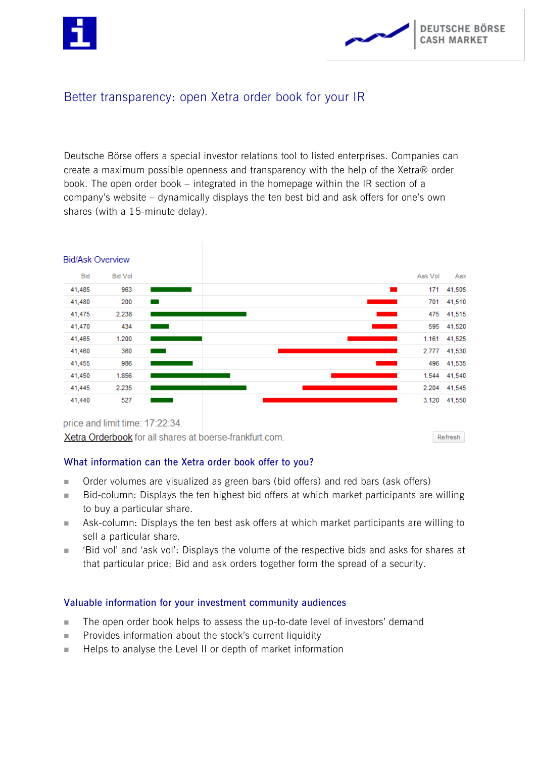# Better transparency: open Xetra order book for your IR

Deutsche Börse offers a special investor relations tool to listed enterprises. Companies can create a maximum possible openness and transparency with the help of the Xetra® order book. The open order book – integrated in the homepage within the IR section of a company's website – dynamically displays the ten best bid and ask offers for one's own shares (with a 15-minute delay).

**Bid/Ask Overview**

| Bid | Bid Vol | Ask Vol | Ask |
|---|---|---|---|
| 41,485 | 963 | 171 | 41,505 |
| 41,480 | 200 | 701 | 41,510 |
| 41,475 | 2.238 | 475 | 41,515 |
| 41,470 | 434 | 595 | 41,520 |
| 41,465 | 1.200 | 1.161 | 41,525 |
| 41,460 | 360 | 2.777 | 41,530 |
| 41,455 | 986 | 496 | 41,535 |
| 41,450 | 1.856 | 1.544 | 41,540 |
| 41,445 | 2.235 | 2.204 | 41,545 |
| 41,440 | 527 | 3.120 | 41,550 |

price and limit time: 17:22:34.

Xetra Orderbook for all shares at boerse-frankfurt.com.

Refresh

## What information can the Xetra order book offer to you?

- Order volumes are visualized as green bars (bid offers) and red bars (ask offers)
- Bid-column: Displays the ten highest bid offers at which market participants are willing to buy a particular share.
- Ask-column: Displays the ten best ask offers at which market participants are willing to sell a particular share.
- 'Bid vol' and 'ask vol': Displays the volume of the respective bids and asks for shares at that particular price; Bid and ask orders together form the spread of a security.

## Valuable information for your investment community audiences

- The open order book helps to assess the up-to-date level of investors' demand
- Provides information about the stock's current liquidity
- Helps to analyse the Level II or depth of market information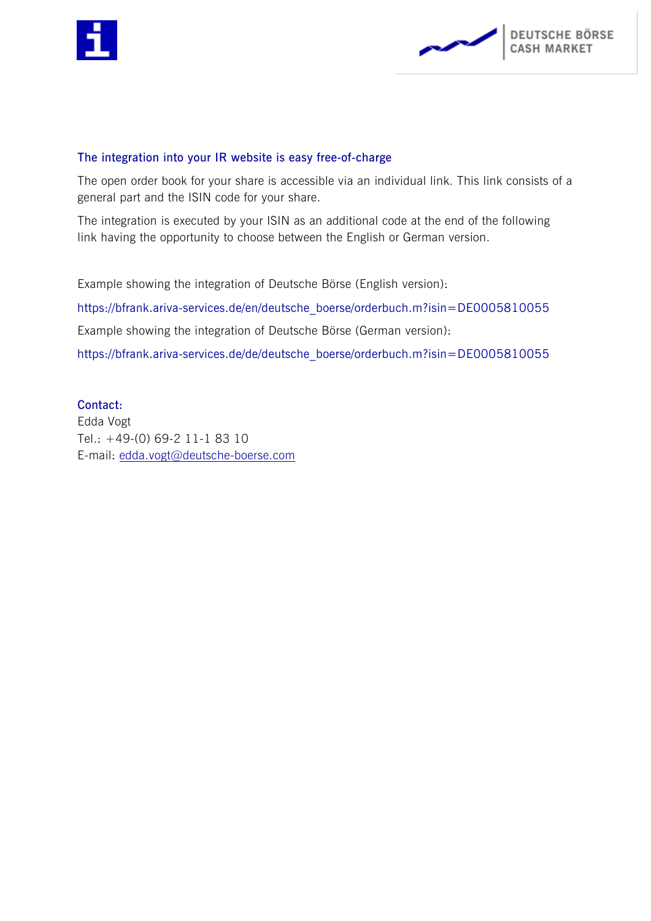### The integration into your IR website is easy free-of-charge

The open order book for your share is accessible via an individual link. This link consists of a general part and the ISIN code for your share.

The integration is executed by your ISIN as an additional code at the end of the following link having the opportunity to choose between the English or German version.

Example showing the integration of Deutsche Börse (English version):

https://bfrank.ariva-services.de/en/deutsche_boerse/orderbuch.m?isin=DE0005810055

Example showing the integration of Deutsche Börse (German version):

https://bfrank.ariva-services.de/de/deutsche_boerse/orderbuch.m?isin=DE0005810055

**Contact:**
Edda Vogt
Tel.: +49-(0) 69-2 11-1 83 10
E-mail: edda.vogt@deutsche-boerse.com